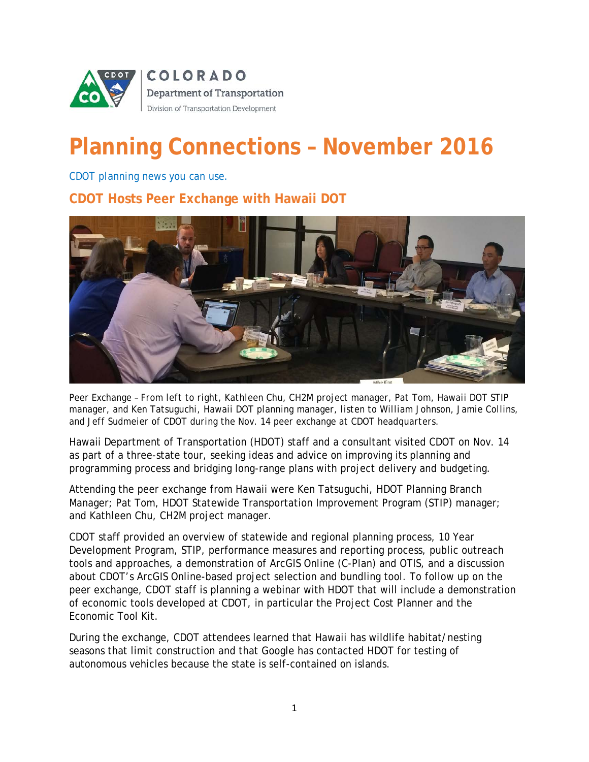COLORADO
Department of Transportation
Division of Transportation Development

# Planning Connections – November 2016

CDOT planning news you can use.

## CDOT Hosts Peer Exchange with Hawaii DOT

Peer Exchange – From left to right, Kathleen Chu, CH2M project manager, Pat Tom, Hawaii DOT STIP manager, and Ken Tatsuguchi, Hawaii DOT planning manager, listen to William Johnson, Jamie Collins, and Jeff Sudmeier of CDOT during the Nov. 14 peer exchange at CDOT headquarters.

Hawaii Department of Transportation (HDOT) staff and a consultant visited CDOT on Nov. 14 as part of a three-state tour, seeking ideas and advice on improving its planning and programming process and bridging long-range plans with project delivery and budgeting.

Attending the peer exchange from Hawaii were Ken Tatsuguchi, HDOT Planning Branch Manager; Pat Tom, HDOT Statewide Transportation Improvement Program (STIP) manager; and Kathleen Chu, CH2M project manager.

CDOT staff provided an overview of statewide and regional planning process, 10 Year Development Program, STIP, performance measures and reporting process, public outreach tools and approaches, a demonstration of ArcGIS Online (C-Plan) and OTIS, and a discussion about CDOT's ArcGIS Online-based project selection and bundling tool. To follow up on the peer exchange, CDOT staff is planning a webinar with HDOT that will include a demonstration of economic tools developed at CDOT, in particular the Project Cost Planner and the Economic Tool Kit.

During the exchange, CDOT attendees learned that Hawaii has wildlife habitat/nesting seasons that limit construction and that Google has contacted HDOT for testing of autonomous vehicles because the state is self-contained on islands.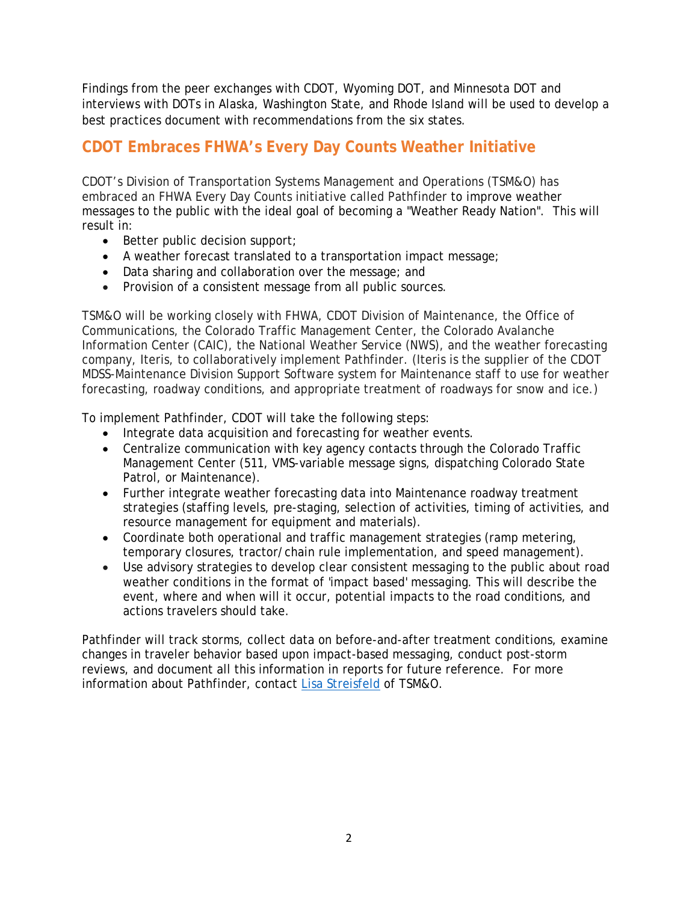Findings from the peer exchanges with CDOT, Wyoming DOT, and Minnesota DOT and interviews with DOTs in Alaska, Washington State, and Rhode Island will be used to develop a best practices document with recommendations from the six states.

## CDOT Embraces FHWA's Every Day Counts Weather Initiative

CDOT's Division of Transportation Systems Management and Operations (TSM&O) has embraced an FHWA Every Day Counts initiative called Pathfinder to improve weather messages to the public with the ideal goal of becoming a "Weather Ready Nation". This will result in:

- Better public decision support;
- A weather forecast translated to a transportation impact message;
- Data sharing and collaboration over the message; and
- Provision of a consistent message from all public sources.

TSM&O will be working closely with FHWA, CDOT Division of Maintenance, the Office of Communications, the Colorado Traffic Management Center, the Colorado Avalanche Information Center (CAIC), the National Weather Service (NWS), and the weather forecasting company, Iteris, to collaboratively implement Pathfinder. (Iteris is the supplier of the CDOT MDSS-Maintenance Division Support Software system for Maintenance staff to use for weather forecasting, roadway conditions, and appropriate treatment of roadways for snow and ice.)

To implement Pathfinder, CDOT will take the following steps:

- Integrate data acquisition and forecasting for weather events.
- Centralize communication with key agency contacts through the Colorado Traffic Management Center (511, VMS-variable message signs, dispatching Colorado State Patrol, or Maintenance).
- Further integrate weather forecasting data into Maintenance roadway treatment strategies (staffing levels, pre-staging, selection of activities, timing of activities, and resource management for equipment and materials).
- Coordinate both operational and traffic management strategies (ramp metering, temporary closures, tractor/chain rule implementation, and speed management).
- Use advisory strategies to develop clear consistent messaging to the public about road weather conditions in the format of 'impact based' messaging. This will describe the event, where and when will it occur, potential impacts to the road conditions, and actions travelers should take.

Pathfinder will track storms, collect data on before-and-after treatment conditions, examine changes in traveler behavior based upon impact-based messaging, conduct post-storm reviews, and document all this information in reports for future reference. For more information about Pathfinder, contact Lisa Streisfeld of TSM&O.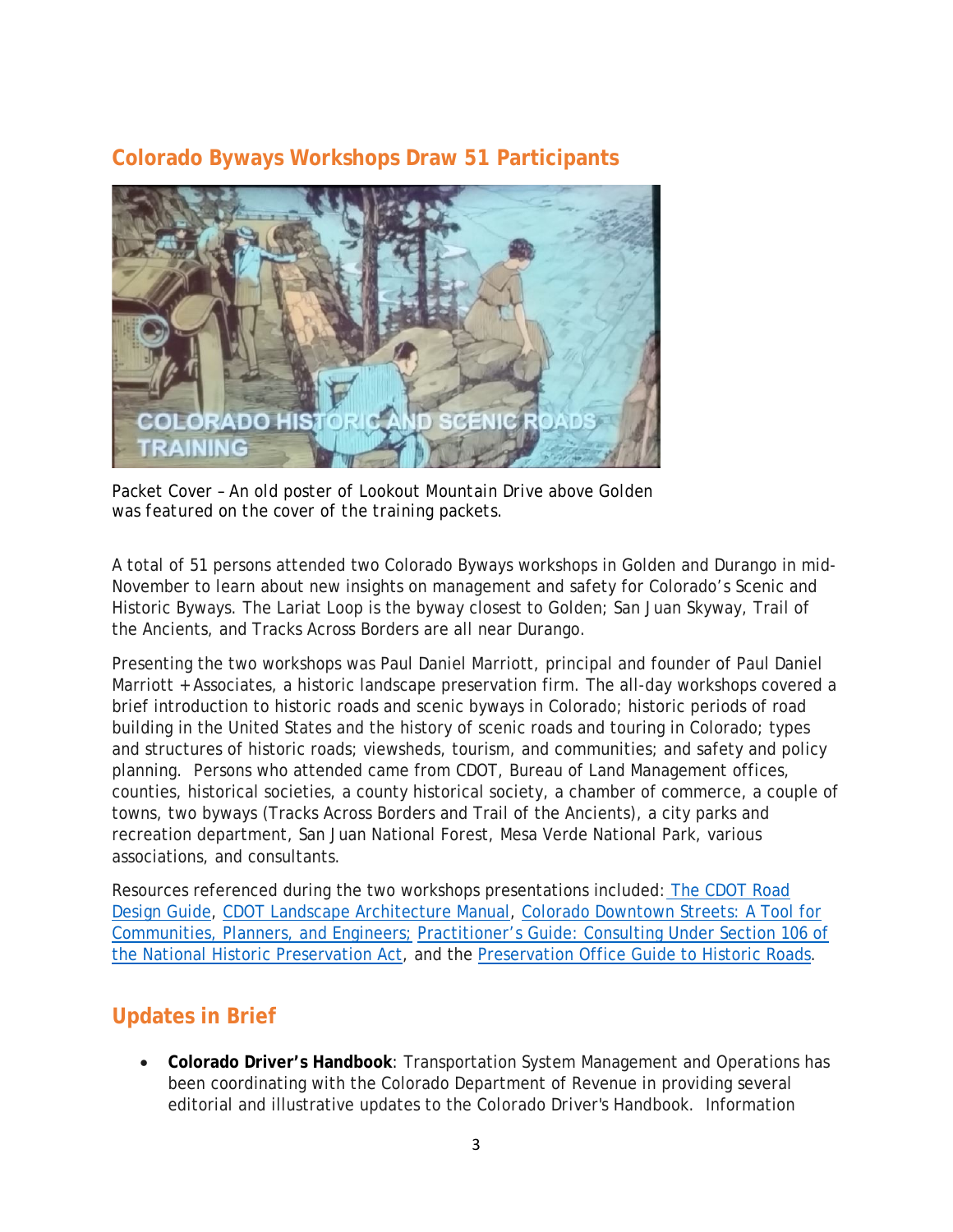## Colorado Byways Workshops Draw 51 Participants

Packet Cover – An old poster of Lookout Mountain Drive above Golden was featured on the cover of the training packets.

A total of 51 persons attended two Colorado Byways workshops in Golden and Durango in mid-November to learn about new insights on management and safety for Colorado's Scenic and Historic Byways. The Lariat Loop is the byway closest to Golden; San Juan Skyway, Trail of the Ancients, and Tracks Across Borders are all near Durango.

Presenting the two workshops was Paul Daniel Marriott, principal and founder of Paul Daniel Marriott + Associates, a historic landscape preservation firm. The all-day workshops covered a brief introduction to historic roads and scenic byways in Colorado; historic periods of road building in the United States and the history of scenic roads and touring in Colorado; types and structures of historic roads; viewsheds, tourism, and communities; and safety and policy planning. Persons who attended came from CDOT, Bureau of Land Management offices, counties, historical societies, a county historical society, a chamber of commerce, a couple of towns, two byways (Tracks Across Borders and Trail of the Ancients), a city parks and recreation department, San Juan National Forest, Mesa Verde National Park, various associations, and consultants.

Resources referenced during the two workshops presentations included: The CDOT Road Design Guide, CDOT Landscape Architecture Manual, Colorado Downtown Streets: A Tool for Communities, Planners, and Engineers; Practitioner's Guide: Consulting Under Section 106 of the National Historic Preservation Act, and the Preservation Office Guide to Historic Roads.

## Updates in Brief

- **Colorado Driver's Handbook**: Transportation System Management and Operations has been coordinating with the Colorado Department of Revenue in providing several editorial and illustrative updates to the Colorado Driver's Handbook. Information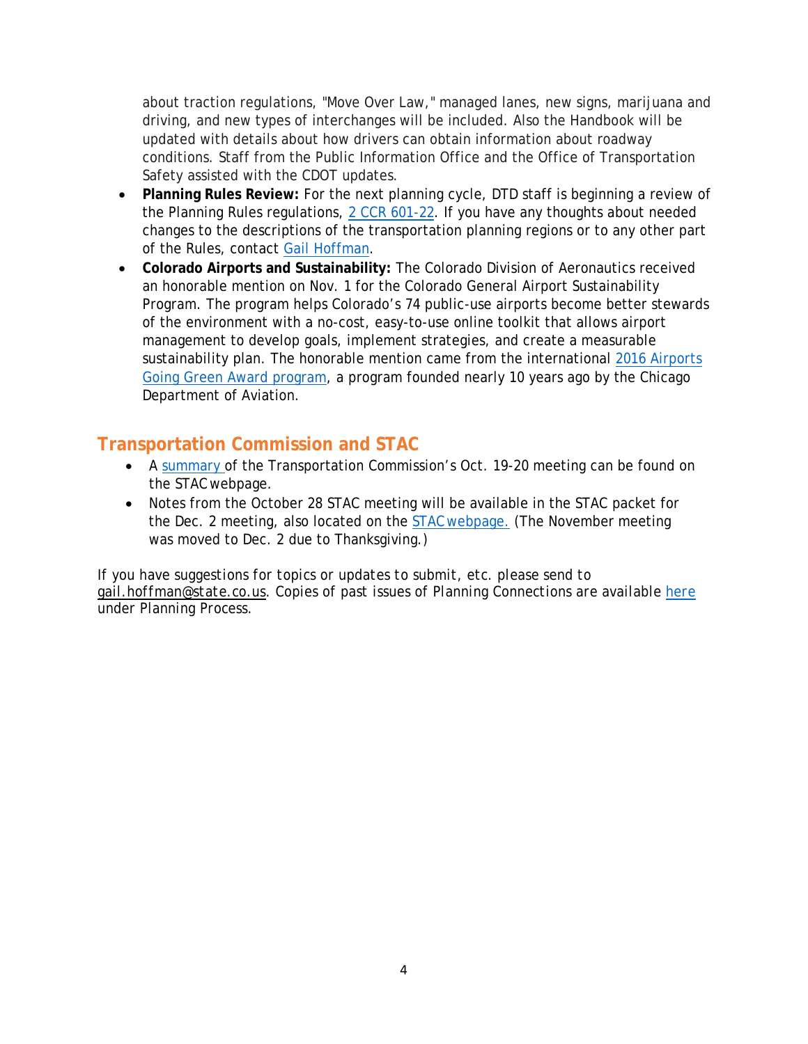about traction regulations, "Move Over Law," managed lanes, new signs, marijuana and driving, and new types of interchanges will be included. Also the Handbook will be updated with details about how drivers can obtain information about roadway conditions. Staff from the Public Information Office and the Office of Transportation Safety assisted with the CDOT updates.

- **Planning Rules Review:** For the next planning cycle, DTD staff is beginning a review of the Planning Rules regulations, 2 CCR 601-22. If you have any thoughts about needed changes to the descriptions of the transportation planning regions or to any other part of the Rules, contact Gail Hoffman.
- **Colorado Airports and Sustainability:** The Colorado Division of Aeronautics received an honorable mention on Nov. 1 for the Colorado General Airport Sustainability Program. The program helps Colorado's 74 public-use airports become better stewards of the environment with a no-cost, easy-to-use online toolkit that allows airport management to develop goals, implement strategies, and create a measurable sustainability plan. The honorable mention came from the international 2016 Airports Going Green Award program, a program founded nearly 10 years ago by the Chicago Department of Aviation.

## Transportation Commission and STAC

- A summary of the Transportation Commission's Oct. 19-20 meeting can be found on the STAC webpage.
- Notes from the October 28 STAC meeting will be available in the STAC packet for the Dec. 2 meeting, also located on the STAC webpage. (The November meeting was moved to Dec. 2 due to Thanksgiving.)

If you have suggestions for topics or updates to submit, etc. please send to gail.hoffman@state.co.us. Copies of past issues of Planning Connections are available here under Planning Process.